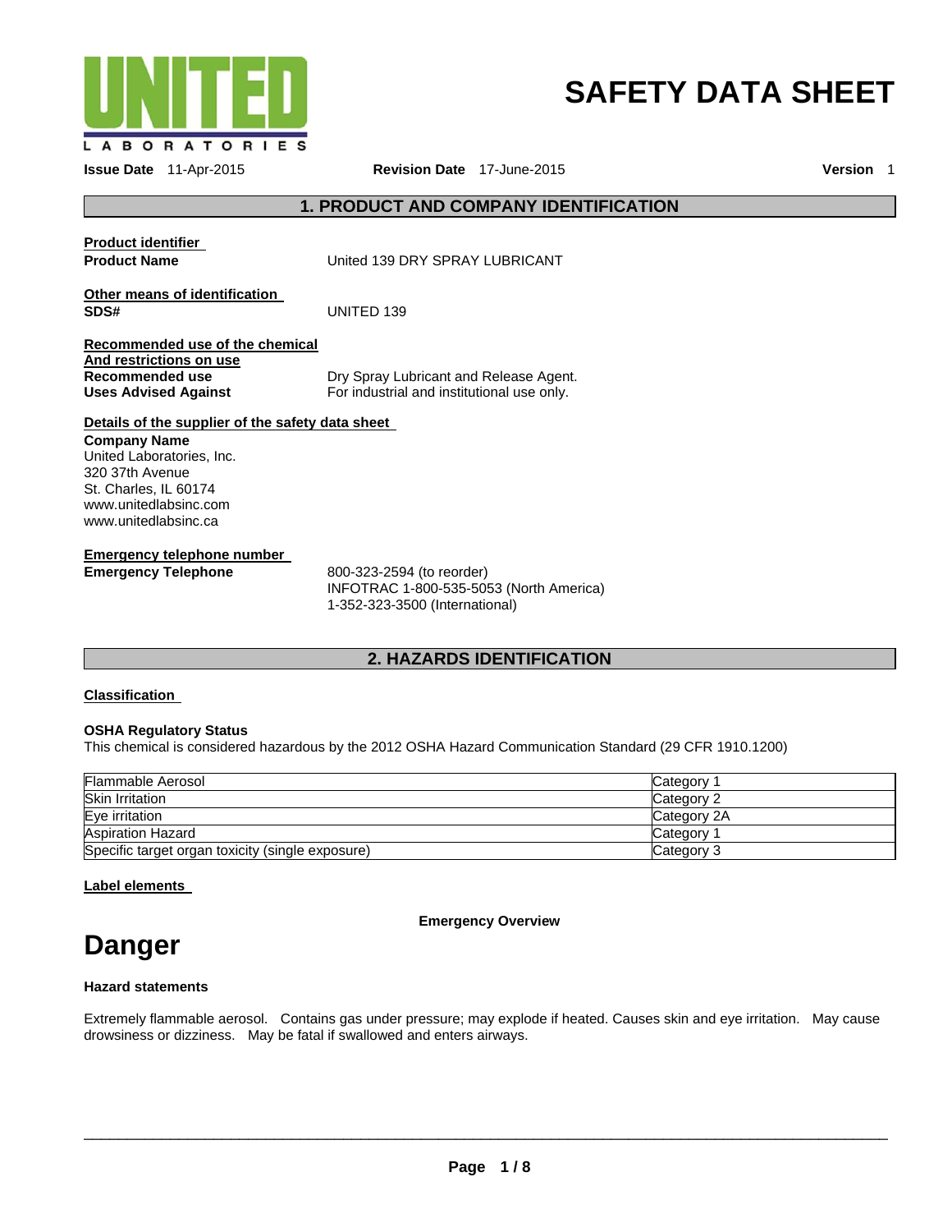UNITED LABORATORIES

# SAFETY DATA SHEET

**Issue Date** 11-Apr-2015 **Revision Date** 17-June-2015 **Version** 1

## 1. PRODUCT AND COMPANY IDENTIFICATION

**Product identifier**

**Product Name** United 139 DRY SPRAY LUBRICANT

**Other means of identification**

**SDS#** UNITED 139

**Recommended use of the chemical And restrictions on use**

**Recommended use** Dry Spray Lubricant and Release Agent.

**Uses Advised Against** For industrial and institutional use only.

**Details of the supplier of the safety data sheet**

**Company Name**
United Laboratories, Inc.
320 37th Avenue
St. Charles, IL 60174
www.unitedlabsinc.com
www.unitedlabsinc.ca

**Emergency telephone number**

**Emergency Telephone** 800-323-2594 (to reorder)
INFOTRAC 1-800-535-5053 (North America)
1-352-323-3500 (International)

## 2. HAZARDS IDENTIFICATION

**Classification**

**OSHA Regulatory Status**
This chemical is considered hazardous by the 2012 OSHA Hazard Communication Standard (29 CFR 1910.1200)

| | |
|---|---|
| Flammable Aerosol | Category 1 |
| Skin Irritation | Category 2 |
| Eye irritation | Category 2A |
| Aspiration Hazard | Category 1 |
| Specific target organ toxicity (single exposure) | Category 3 |

**Label elements**

**Emergency Overview**

# Danger

**Hazard statements**

Extremely flammable aerosol. Contains gas under pressure; may explode if heated. Causes skin and eye irritation. May cause drowsiness or dizziness. May be fatal if swallowed and enters airways.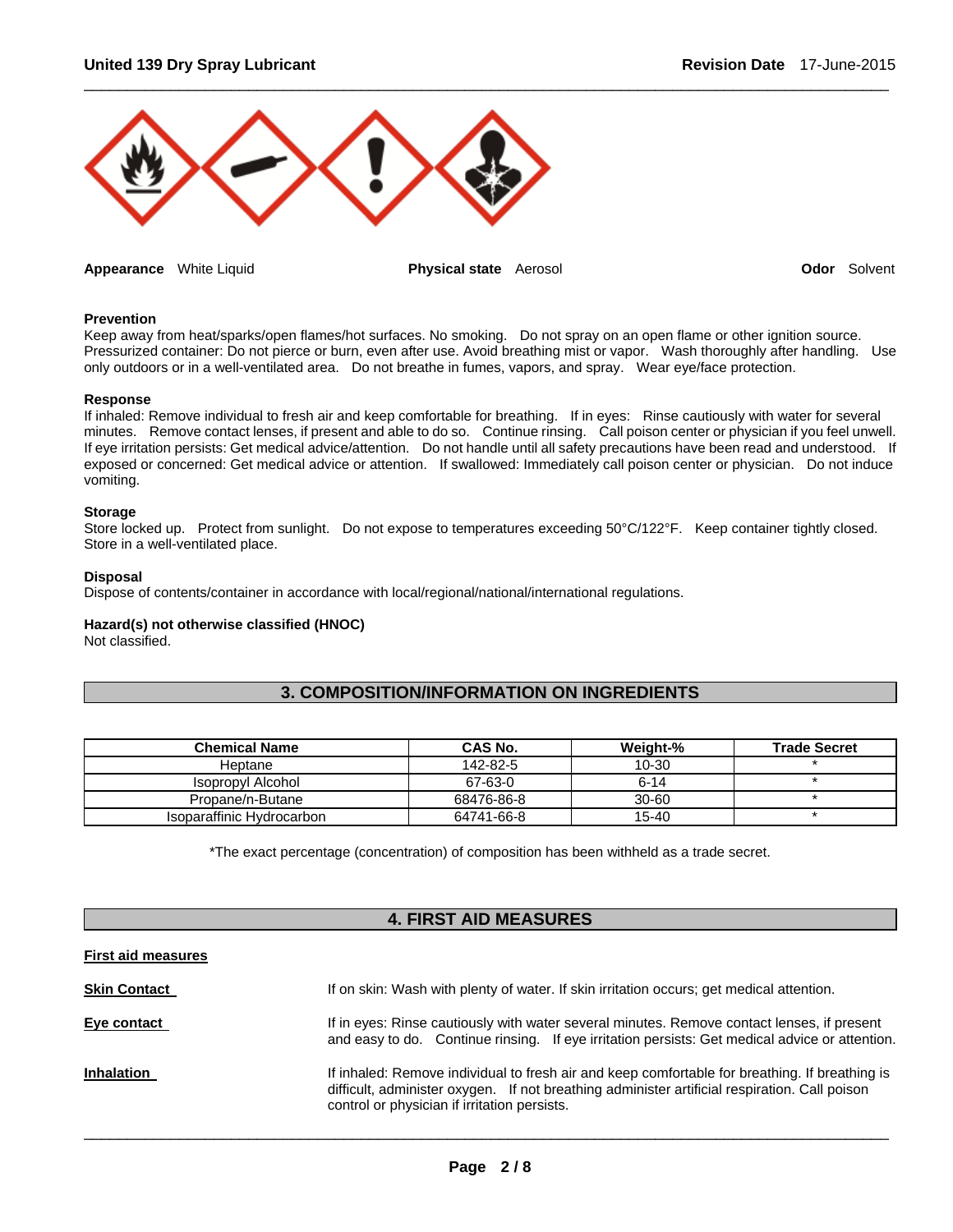**Appearance** White Liquid **Physical state** Aerosol **Odor** Solvent

**Prevention**

Keep away from heat/sparks/open flames/hot surfaces. No smoking. Do not spray on an open flame or other ignition source. Pressurized container: Do not pierce or burn, even after use. Avoid breathing mist or vapor. Wash thoroughly after handling. Use only outdoors or in a well-ventilated area. Do not breathe in fumes, vapors, and spray. Wear eye/face protection.

**Response**

If inhaled: Remove individual to fresh air and keep comfortable for breathing. If in eyes: Rinse cautiously with water for several minutes. Remove contact lenses, if present and able to do so. Continue rinsing. Call poison center or physician if you feel unwell. If eye irritation persists: Get medical advice/attention. Do not handle until all safety precautions have been read and understood. If exposed or concerned: Get medical advice or attention. If swallowed: Immediately call poison center or physician. Do not induce vomiting.

**Storage**

Store locked up. Protect from sunlight. Do not expose to temperatures exceeding 50°C/122°F. Keep container tightly closed. Store in a well-ventilated place.

**Disposal**

Dispose of contents/container in accordance with local/regional/national/international regulations.

**Hazard(s) not otherwise classified (HNOC)**

Not classified.

## 3. COMPOSITION/INFORMATION ON INGREDIENTS

| Chemical Name | CAS No. | Weight-% | Trade Secret |
|---|---|---|---|
| Heptane | 142-82-5 | 10-30 | * |
| Isopropyl Alcohol | 67-63-0 | 6-14 | * |
| Propane/n-Butane | 68476-86-8 | 30-60 | * |
| Isoparaffinic Hydrocarbon | 64741-66-8 | 15-40 | * |

*The exact percentage (concentration) of composition has been withheld as a trade secret.

## 4. FIRST AID MEASURES

**First aid measures**

**Skin Contact** If on skin: Wash with plenty of water. If skin irritation occurs; get medical attention.

**Eye contact** If in eyes: Rinse cautiously with water several minutes. Remove contact lenses, if present and easy to do. Continue rinsing. If eye irritation persists: Get medical advice or attention.

**Inhalation** If inhaled: Remove individual to fresh air and keep comfortable for breathing. If breathing is difficult, administer oxygen. If not breathing administer artificial respiration. Call poison control or physician if irritation persists.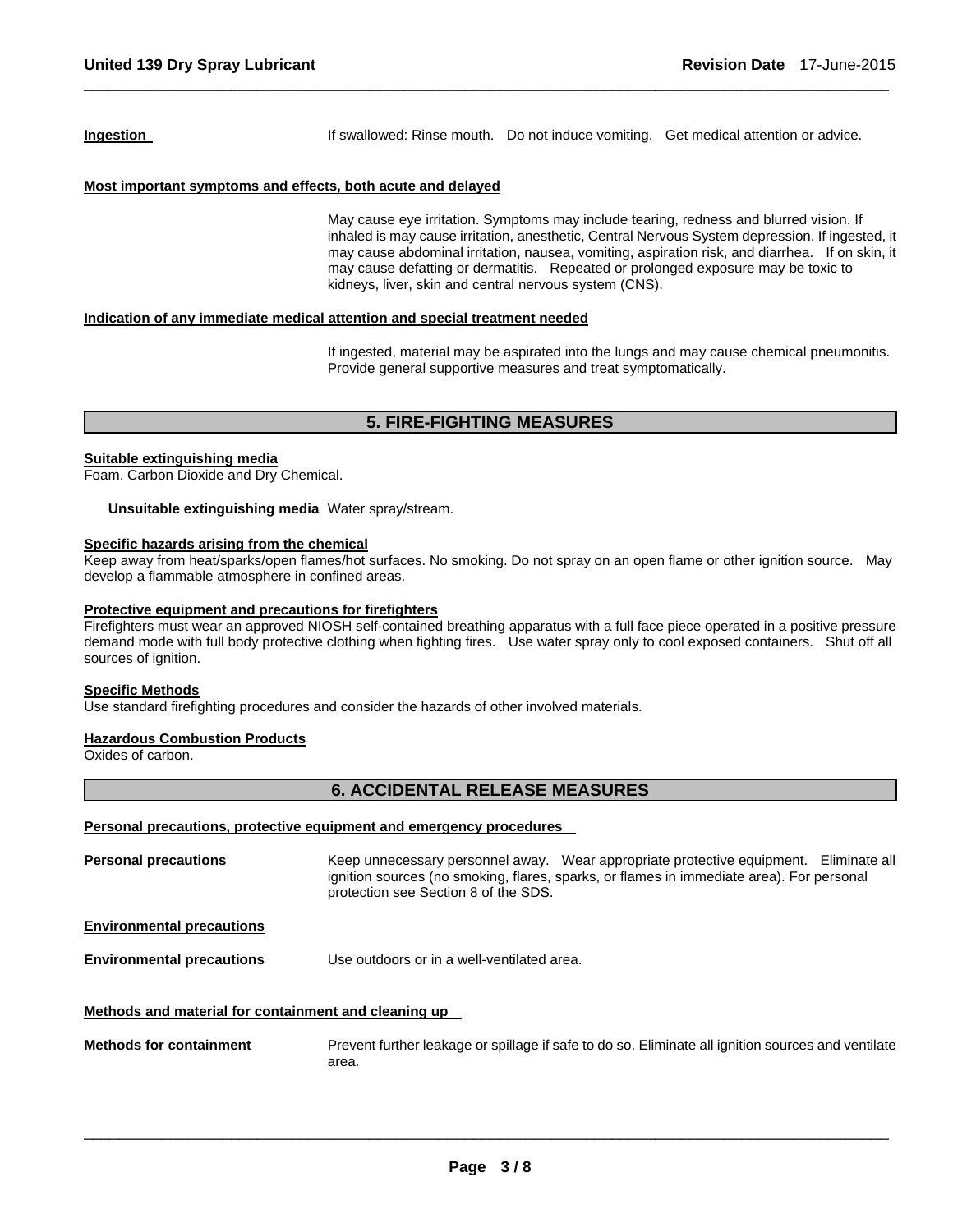**Ingestion** If swallowed: Rinse mouth. Do not induce vomiting. Get medical attention or advice.

**Most important symptoms and effects, both acute and delayed**

May cause eye irritation. Symptoms may include tearing, redness and blurred vision. If inhaled is may cause irritation, anesthetic, Central Nervous System depression. If ingested, it may cause abdominal irritation, nausea, vomiting, aspiration risk, and diarrhea. If on skin, it may cause defatting or dermatitis. Repeated or prolonged exposure may be toxic to kidneys, liver, skin and central nervous system (CNS).

**Indication of any immediate medical attention and special treatment needed**

If ingested, material may be aspirated into the lungs and may cause chemical pneumonitis. Provide general supportive measures and treat symptomatically.

## 5. FIRE-FIGHTING MEASURES

**Suitable extinguishing media**

Foam. Carbon Dioxide and Dry Chemical.

**Unsuitable extinguishing media** Water spray/stream.

**Specific hazards arising from the chemical**

Keep away from heat/sparks/open flames/hot surfaces. No smoking. Do not spray on an open flame or other ignition source. May develop a flammable atmosphere in confined areas.

**Protective equipment and precautions for firefighters**

Firefighters must wear an approved NIOSH self-contained breathing apparatus with a full face piece operated in a positive pressure demand mode with full body protective clothing when fighting fires. Use water spray only to cool exposed containers. Shut off all sources of ignition.

**Specific Methods**

Use standard firefighting procedures and consider the hazards of other involved materials.

**Hazardous Combustion Products**

Oxides of carbon.

## 6. ACCIDENTAL RELEASE MEASURES

**Personal precautions, protective equipment and emergency procedures**

**Personal precautions** Keep unnecessary personnel away. Wear appropriate protective equipment. Eliminate all ignition sources (no smoking, flares, sparks, or flames in immediate area). For personal protection see Section 8 of the SDS.

**Environmental precautions**

**Environmental precautions** Use outdoors or in a well-ventilated area.

**Methods and material for containment and cleaning up**

**Methods for containment** Prevent further leakage or spillage if safe to do so. Eliminate all ignition sources and ventilate area.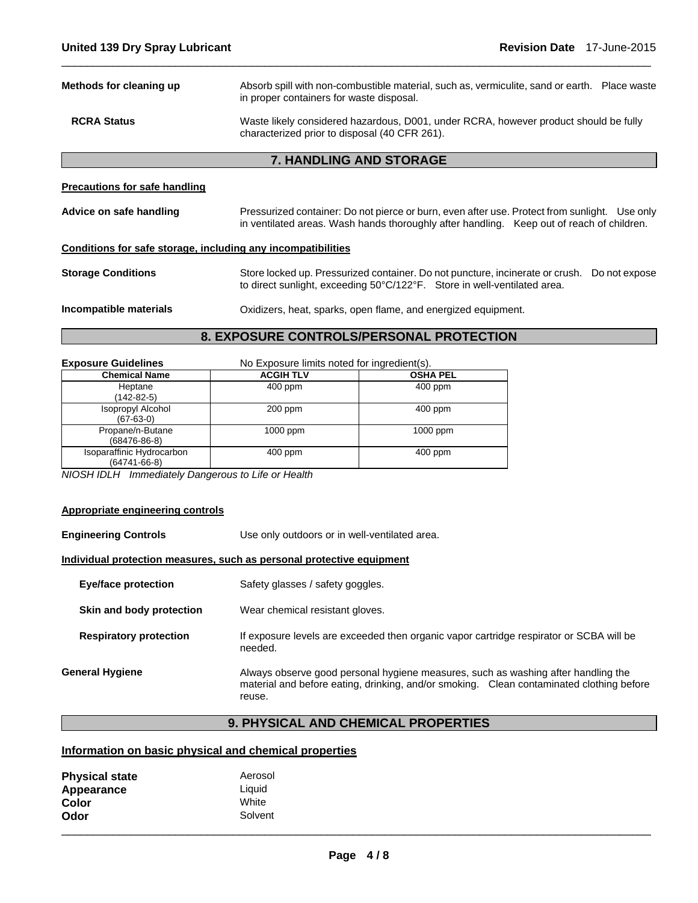**Methods for cleaning up** Absorb spill with non-combustible material, such as, vermiculite, sand or earth. Place waste in proper containers for waste disposal.

**RCRA Status** Waste likely considered hazardous, D001, under RCRA, however product should be fully characterized prior to disposal (40 CFR 261).

## 7. HANDLING AND STORAGE

**Precautions for safe handling**

**Advice on safe handling** Pressurized container: Do not pierce or burn, even after use. Protect from sunlight. Use only in ventilated areas. Wash hands thoroughly after handling. Keep out of reach of children.

**Conditions for safe storage, including any incompatibilities**

**Storage Conditions** Store locked up. Pressurized container. Do not puncture, incinerate or crush. Do not expose to direct sunlight, exceeding 50°C/122°F. Store in well-ventilated area.

**Incompatible materials** Oxidizers, heat, sparks, open flame, and energized equipment.

## 8. EXPOSURE CONTROLS/PERSONAL PROTECTION

**Exposure Guidelines** No Exposure limits noted for ingredient(s).

| Chemical Name | ACGIH TLV | OSHA PEL |
|---|---|---|
| Heptane (142-82-5) | 400 ppm | 400 ppm |
| Isopropyl Alcohol (67-63-0) | 200 ppm | 400 ppm |
| Propane/n-Butane (68476-86-8) | 1000 ppm | 1000 ppm |
| Isoparaffinic Hydrocarbon (64741-66-8) | 400 ppm | 400 ppm |

*NIOSH IDLH Immediately Dangerous to Life or Health*

**Appropriate engineering controls**

**Engineering Controls** Use only outdoors or in well-ventilated area.

**Individual protection measures, such as personal protective equipment**

**Eye/face protection** Safety glasses / safety goggles.

**Skin and body protection** Wear chemical resistant gloves.

**Respiratory protection** If exposure levels are exceeded then organic vapor cartridge respirator or SCBA will be needed.

**General Hygiene** Always observe good personal hygiene measures, such as washing after handling the material and before eating, drinking, and/or smoking. Clean contaminated clothing before reuse.

## 9. PHYSICAL AND CHEMICAL PROPERTIES

**Information on basic physical and chemical properties**

**Physical state** Aerosol
**Appearance** Liquid
**Color** White
**Odor** Solvent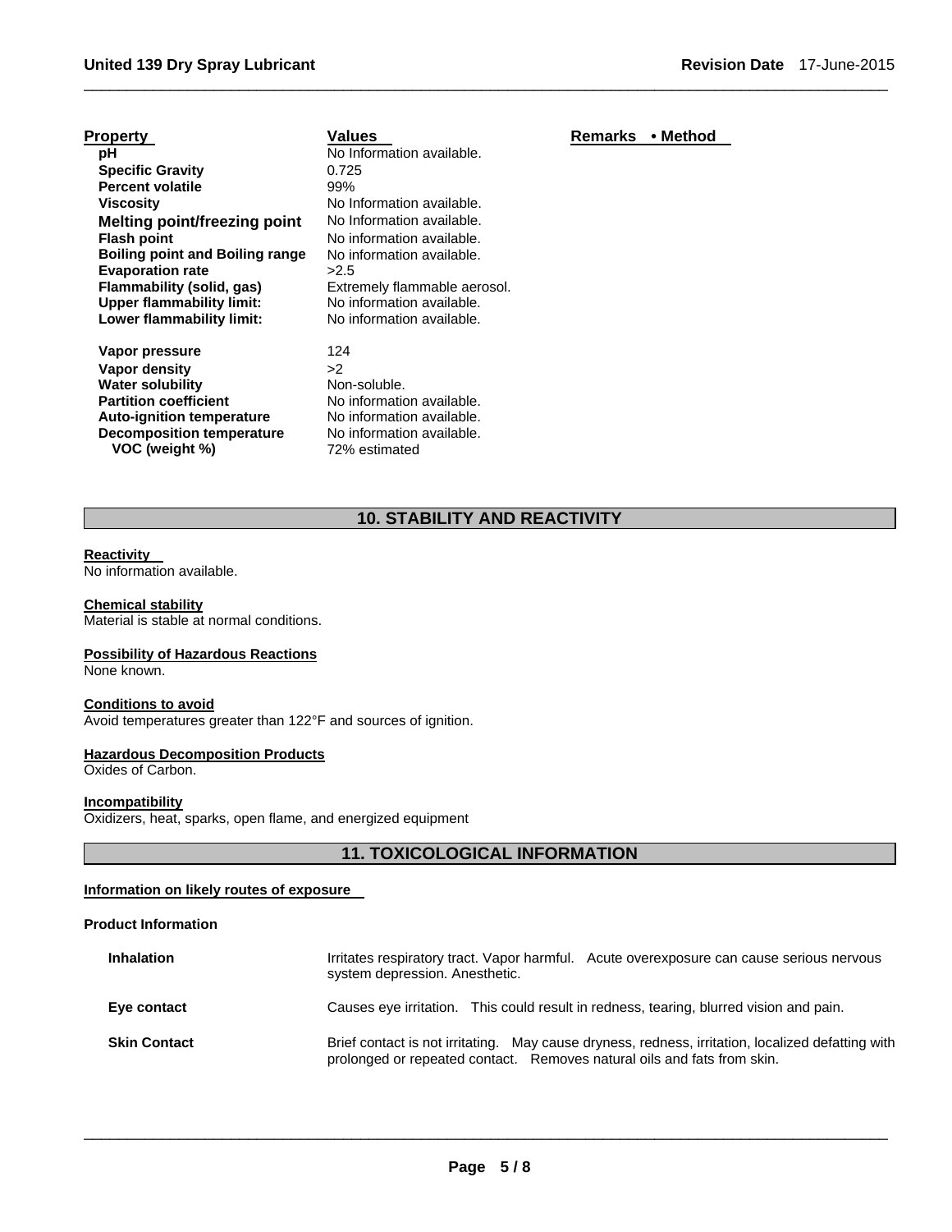| Property | Values | Remarks • Method |
|---|---|---|
| pH | No Information available. | |
| Specific Gravity | 0.725 | |
| Percent volatile | 99% | |
| Viscosity | No Information available. | |
| Melting point/freezing point | No Information available. | |
| Flash point | No information available. | |
| Boiling point and Boiling range | No information available. | |
| Evaporation rate | >2.5 | |
| Flammability (solid, gas) | Extremely flammable aerosol. | |
| Upper flammability limit: | No information available. | |
| Lower flammability limit: | No information available. | |
| Vapor pressure | 124 | |
| Vapor density | >2 | |
| Water solubility | Non-soluble. | |
| Partition coefficient | No information available. | |
| Auto-ignition temperature | No information available. | |
| Decomposition temperature | No information available. | |
| VOC (weight %) | 72% estimated | |

## 10. STABILITY AND REACTIVITY

**Reactivity**
No information available.

**Chemical stability**
Material is stable at normal conditions.

**Possibility of Hazardous Reactions**
None known.

**Conditions to avoid**
Avoid temperatures greater than 122°F and sources of ignition.

**Hazardous Decomposition Products**
Oxides of Carbon.

**Incompatibility**
Oxidizers, heat, sparks, open flame, and energized equipment

## 11. TOXICOLOGICAL INFORMATION

**Information on likely routes of exposure**

**Product Information**

| | |
|---|---|
| **Inhalation** | Irritates respiratory tract. Vapor harmful. Acute overexposure can cause serious nervous system depression. Anesthetic. |
| **Eye contact** | Causes eye irritation. This could result in redness, tearing, blurred vision and pain. |
| **Skin Contact** | Brief contact is not irritating. May cause dryness, redness, irritation, localized defatting with prolonged or repeated contact. Removes natural oils and fats from skin. |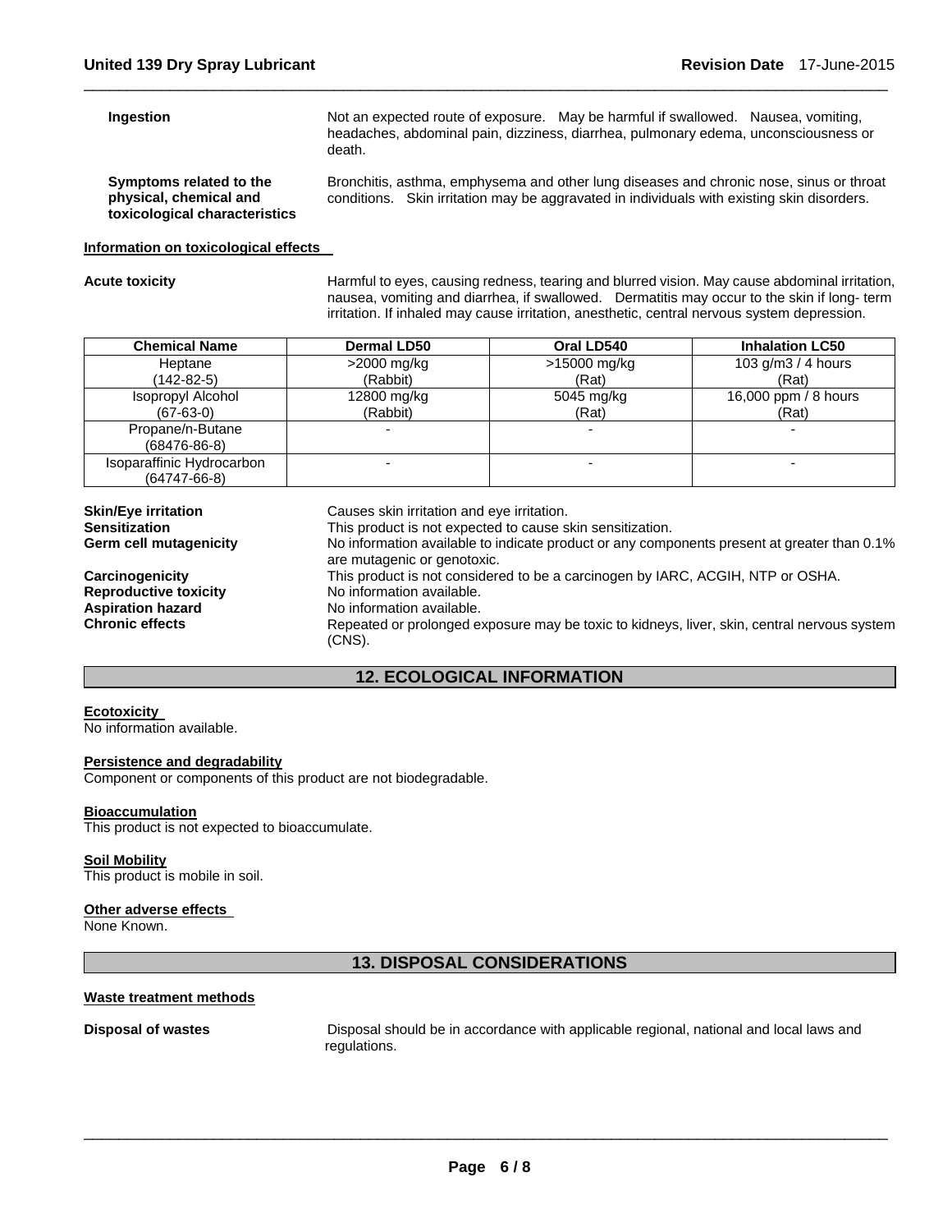**Ingestion** Not an expected route of exposure. May be harmful if swallowed. Nausea, vomiting, headaches, abdominal pain, dizziness, diarrhea, pulmonary edema, unconsciousness or death.

**Symptoms related to the physical, chemical and toxicological characteristics** Bronchitis, asthma, emphysema and other lung diseases and chronic nose, sinus or throat conditions. Skin irritation may be aggravated in individuals with existing skin disorders.

**Information on toxicological effects**

**Acute toxicity** Harmful to eyes, causing redness, tearing and blurred vision. May cause abdominal irritation, nausea, vomiting and diarrhea, if swallowed. Dermatitis may occur to the skin if long- term irritation. If inhaled may cause irritation, anesthetic, central nervous system depression.

| Chemical Name | Dermal LD50 | Oral LD540 | Inhalation LC50 |
|---|---|---|---|
| Heptane (142-82-5) | >2000 mg/kg (Rabbit) | >15000 mg/kg (Rat) | 103 g/m3 / 4 hours (Rat) |
| Isopropyl Alcohol (67-63-0) | 12800 mg/kg (Rabbit) | 5045 mg/kg (Rat) | 16,000 ppm / 8 hours (Rat) |
| Propane/n-Butane (68476-86-8) | - | - | - |
| Isoparaffinic Hydrocarbon (64747-66-8) | - | - | - |

**Skin/Eye irritation** Causes skin irritation and eye irritation.
**Sensitization** This product is not expected to cause skin sensitization.
**Germ cell mutagenicity** No information available to indicate product or any components present at greater than 0.1% are mutagenic or genotoxic.
**Carcinogenicity** This product is not considered to be a carcinogen by IARC, ACGIH, NTP or OSHA.
**Reproductive toxicity** No information available.
**Aspiration hazard** No information available.
**Chronic effects** Repeated or prolonged exposure may be toxic to kidneys, liver, skin, central nervous system (CNS).

## 12. ECOLOGICAL INFORMATION

**Ecotoxicity**
No information available.

**Persistence and degradability**
Component or components of this product are not biodegradable.

**Bioaccumulation**
This product is not expected to bioaccumulate.

**Soil Mobility**
This product is mobile in soil.

**Other adverse effects**
None Known.

## 13. DISPOSAL CONSIDERATIONS

**Waste treatment methods**

**Disposal of wastes** Disposal should be in accordance with applicable regional, national and local laws and regulations.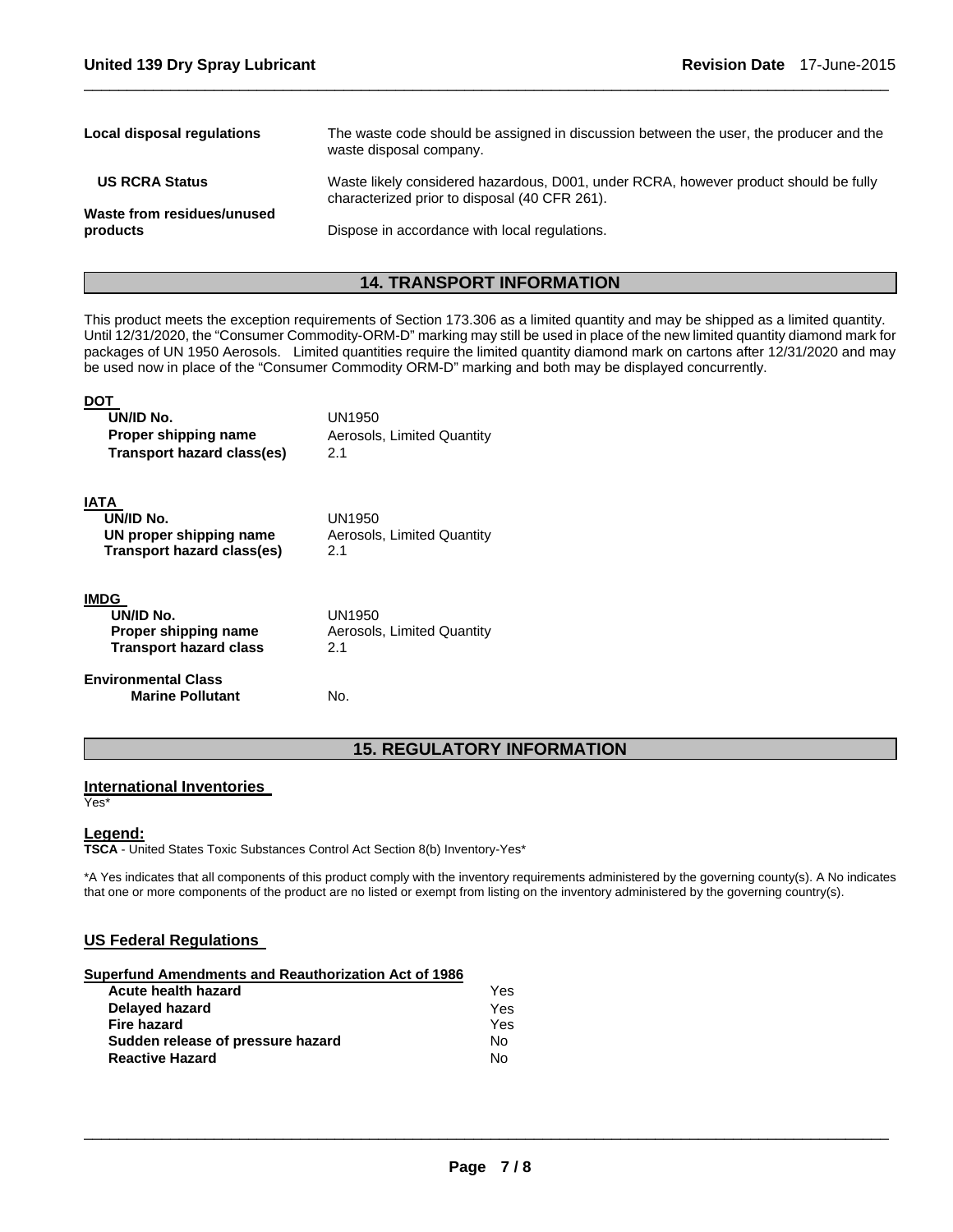| | |
|---|---|
| **Local disposal regulations** | The waste code should be assigned in discussion between the user, the producer and the waste disposal company. |
| **US RCRA Status** | Waste likely considered hazardous, D001, under RCRA, however product should be fully characterized prior to disposal (40 CFR 261). |
| **Waste from residues/unused products** | Dispose in accordance with local regulations. |

## 14. TRANSPORT INFORMATION

This product meets the exception requirements of Section 173.306 as a limited quantity and may be shipped as a limited quantity. Until 12/31/2020, the "Consumer Commodity-ORM-D" marking may still be used in place of the new limited quantity diamond mark for packages of UN 1950 Aerosols. Limited quantities require the limited quantity diamond mark on cartons after 12/31/2020 and may be used now in place of the "Consumer Commodity ORM-D" marking and both may be displayed concurrently.

**DOT**

| | |
|---|---|
| **UN/ID No.** | UN1950 |
| **Proper shipping name** | Aerosols, Limited Quantity |
| **Transport hazard class(es)** | 2.1 |

**IATA**

| | |
|---|---|
| **UN/ID No.** | UN1950 |
| **UN proper shipping name** | Aerosols, Limited Quantity |
| **Transport hazard class(es)** | 2.1 |

**IMDG**

| | |
|---|---|
| **UN/ID No.** | UN1950 |
| **Proper shipping name** | Aerosols, Limited Quantity |
| **Transport hazard class** | 2.1 |

**Environmental Class**

| | |
|---|---|
| **Marine Pollutant** | No. |

## 15. REGULATORY INFORMATION

**International Inventories**

Yes*

**Legend:**

**TSCA** - United States Toxic Substances Control Act Section 8(b) Inventory-Yes*

*A Yes indicates that all components of this product comply with the inventory requirements administered by the governing county(s). A No indicates that one or more components of the product are no listed or exempt from listing on the inventory administered by the governing country(s).

**US Federal Regulations**

**Superfund Amendments and Reauthorization Act of 1986**

| | |
|---|---|
| **Acute health hazard** | Yes |
| **Delayed hazard** | Yes |
| **Fire hazard** | Yes |
| **Sudden release of pressure hazard** | No |
| **Reactive Hazard** | No |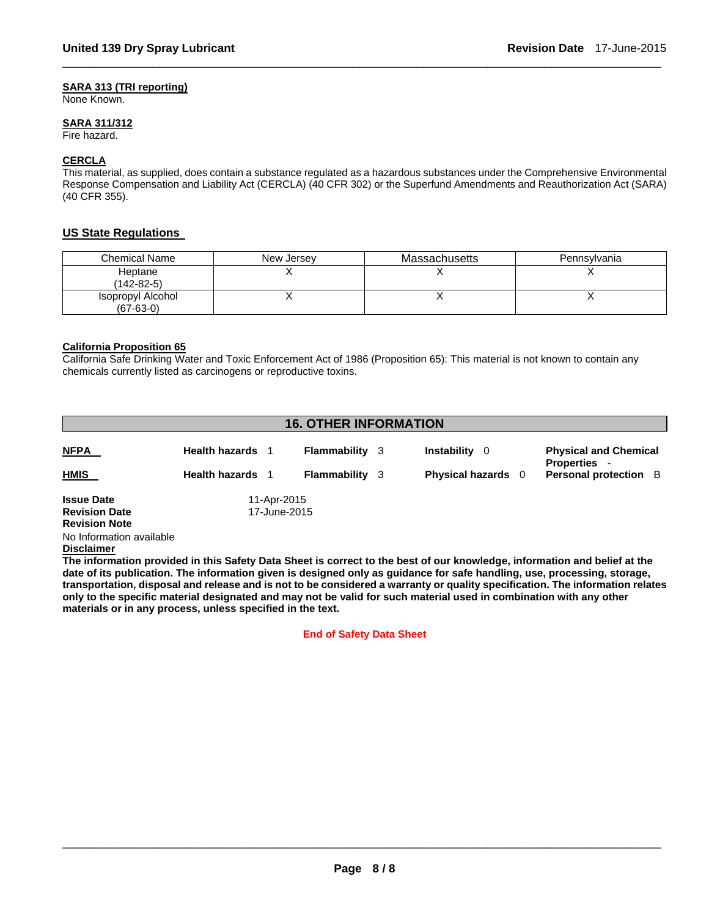**SARA 313 (TRI reporting)**
None Known.

**SARA 311/312**
Fire hazard.

**CERCLA**
This material, as supplied, does contain a substance regulated as a hazardous substances under the Comprehensive Environmental Response Compensation and Liability Act (CERCLA) (40 CFR 302) or the Superfund Amendments and Reauthorization Act (SARA) (40 CFR 355).

## US State Regulations

| Chemical Name | New Jersey | Massachusetts | Pennsylvania |
|---|---|---|---|
| Heptane (142-82-5) | X | X | X |
| Isopropyl Alcohol (67-63-0) | X | X | X |

**California Proposition 65**
California Safe Drinking Water and Toxic Enforcement Act of 1986 (Proposition 65): This material is not known to contain any chemicals currently listed as carcinogens or reproductive toxins.

## 16. OTHER INFORMATION

| | | | | |
|---|---|---|---|---|
| **NFPA** | **Health hazards** 1 | **Flammability** 3 | **Instability** 0 | **Physical and Chemical Properties** - |
| **HMIS** | **Health hazards** 1 | **Flammability** 3 | **Physical hazards** 0 | **Personal protection** B |

**Issue Date** 11-Apr-2015
**Revision Date** 17-June-2015
**Revision Note**
No Information available

**Disclaimer**
**The information provided in this Safety Data Sheet is correct to the best of our knowledge, information and belief at the date of its publication. The information given is designed only as guidance for safe handling, use, processing, storage, transportation, disposal and release and is not to be considered a warranty or quality specification. The information relates only to the specific material designated and may not be valid for such material used in combination with any other materials or in any process, unless specified in the text.**

**End of Safety Data Sheet**